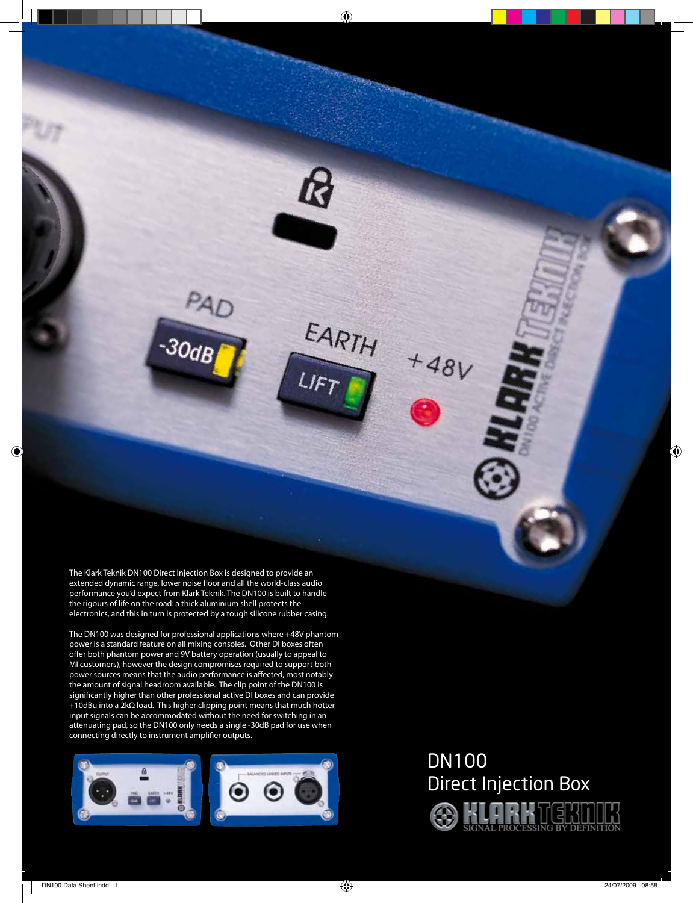# DN100 Direct Injection Box

The Klark Teknik DN100 Direct Injection Box is designed to provide an extended dynamic range, lower noise floor and all the world-class audio performance you'd expect from Klark Teknik. The DN100 is built to handle the rigours of life on the road: a thick aluminium shell protects the electronics, and this in turn is protected by a tough silicone rubber casing.

The DN100 was designed for professional applications where +48V phantom power is a standard feature on all mixing consoles. Other DI boxes often offer both phantom power and 9V battery operation (usually to appeal to MI customers), however the design compromises required to support both power sources means that the audio performance is affected, most notably the amount of signal headroom available. The clip point of the DN100 is significantly higher than other professional active DI boxes and can provide +10dBu into a 2kΩ load. This higher clipping point means that much hotter input signals can be accommodated without the need for switching in an attenuating pad, so the DN100 only needs a single -30dB pad for use when connecting directly to instrument amplifier outputs.

KLARK TEKNIK
SIGNAL PROCESSING BY DEFINITION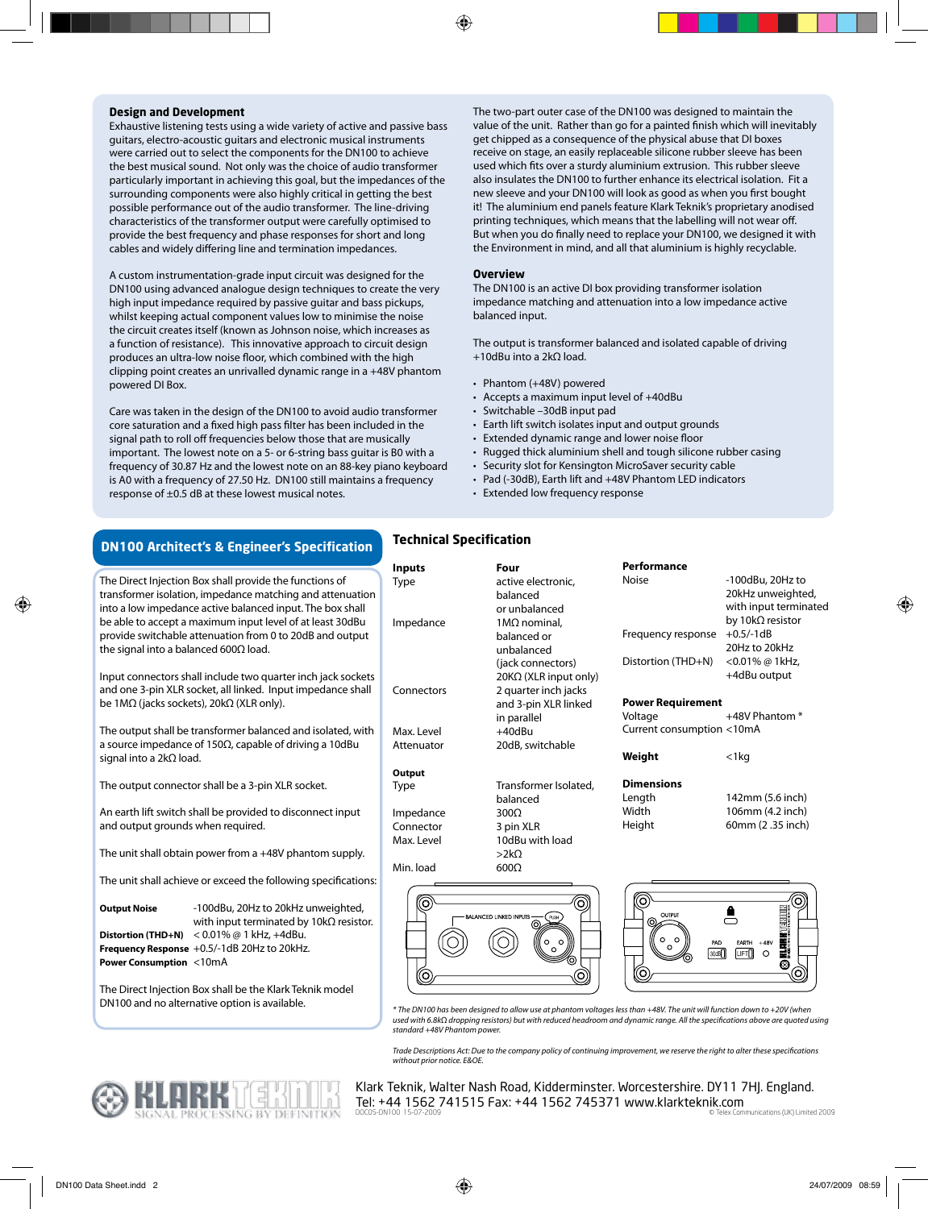## Design and Development

Exhaustive listening tests using a wide variety of active and passive bass guitars, electro-acoustic guitars and electronic musical instruments were carried out to select the components for the DN100 to achieve the best musical sound. Not only was the choice of audio transformer particularly important in achieving this goal, but the impedances of the surrounding components were also highly critical in getting the best possible performance out of the audio transformer. The line-driving characteristics of the transformer output were carefully optimised to provide the best frequency and phase responses for short and long cables and widely differing line and termination impedances.

A custom instrumentation-grade input circuit was designed for the DN100 using advanced analogue design techniques to create the very high input impedance required by passive guitar and bass pickups, whilst keeping actual component values low to minimise the noise the circuit creates itself (known as Johnson noise, which increases as a function of resistance). This innovative approach to circuit design produces an ultra-low noise floor, which combined with the high clipping point creates an unrivalled dynamic range in a +48V phantom powered DI Box.

Care was taken in the design of the DN100 to avoid audio transformer core saturation and a fixed high pass filter has been included in the signal path to roll off frequencies below those that are musically important. The lowest note on a 5- or 6-string bass guitar is B0 with a frequency of 30.87 Hz and the lowest note on an 88-key piano keyboard is A0 with a frequency of 27.50 Hz. DN100 still maintains a frequency response of ±0.5 dB at these lowest musical notes.

The two-part outer case of the DN100 was designed to maintain the value of the unit. Rather than go for a painted finish which will inevitably get chipped as a consequence of the physical abuse that DI boxes receive on stage, an easily replaceable silicone rubber sleeve has been used which fits over a sturdy aluminium extrusion. This rubber sleeve also insulates the DN100 to further enhance its electrical isolation. Fit a new sleeve and your DN100 will look as good as when you first bought it! The aluminium end panels feature Klark Teknik's proprietary anodised printing techniques, which means that the labelling will not wear off. But when you do finally need to replace your DN100, we designed it with the Environment in mind, and all that aluminium is highly recyclable.

## Overview

The DN100 is an active DI box providing transformer isolation impedance matching and attenuation into a low impedance active balanced input.

The output is transformer balanced and isolated capable of driving +10dBu into a 2kΩ load.

- Phantom (+48V) powered
- Accepts a maximum input level of +40dBu
- Switchable –30dB input pad
- Earth lift switch isolates input and output grounds
- Extended dynamic range and lower noise floor
- Rugged thick aluminium shell and tough silicone rubber casing
- Security slot for Kensington MicroSaver security cable
- Pad (-30dB), Earth lift and +48V Phantom LED indicators
- Extended low frequency response

## DN100 Architect's & Engineer's Specification

The Direct Injection Box shall provide the functions of transformer isolation, impedance matching and attenuation into a low impedance active balanced input. The box shall be able to accept a maximum input level of at least 30dBu provide switchable attenuation from 0 to 20dB and output the signal into a balanced 600Ω load.

Input connectors shall include two quarter inch jack sockets and one 3-pin XLR socket, all linked. Input impedance shall be 1MΩ (jacks sockets), 20kΩ (XLR only).

The output shall be transformer balanced and isolated, with a source impedance of 150Ω, capable of driving a 10dBu signal into a 2kΩ load.

The output connector shall be a 3-pin XLR socket.

An earth lift switch shall be provided to disconnect input and output grounds when required.

The unit shall obtain power from a +48V phantom supply.

The unit shall achieve or exceed the following specifications:

| | |
|---|---|
| **Output Noise** | -100dBu, 20Hz to 20kHz unweighted, with input terminated by 10kΩ resistor. |
| **Distortion (THD+N)** | < 0.01% @ 1 kHz, +4dBu. |
| **Frequency Response** | +0.5/-1dB 20Hz to 20kHz. |
| **Power Consumption** | <10mA |

The Direct Injection Box shall be the Klark Teknik model DN100 and no alternative option is available.

## Technical Specification

| **Inputs** | **Four** |
|---|---|
| Type | active electronic, balanced or unbalanced |
| Impedance | 1MΩ nominal, balanced or unbalanced (jack connectors) 20KΩ (XLR input only) |
| Connectors | 2 quarter inch jacks and 3-pin XLR linked in parallel |
| Max. Level | +40dBu |
| Attenuator | 20dB, switchable |
| **Output** | |
| Type | Transformer Isolated, balanced |
| Impedance | 300Ω |
| Connector | 3 pin XLR |
| Max. Level | 10dBu with load >2kΩ |
| Min. load | 600Ω |

| **Performance** | |
|---|---|
| Noise | -100dBu, 20Hz to 20kHz unweighted, with input terminated by 10kΩ resistor |
| Frequency response | +0.5/-1dB 20Hz to 20kHz |
| Distortion (THD+N) | <0.01% @ 1kHz, +4dBu output |
| **Power Requirement** | |
| Voltage | +48V Phantom * |
| Current consumption | <10mA |
| **Weight** | <1kg |
| **Dimensions** | |
| Length | 142mm (5.6 inch) |
| Width | 106mm (4.2 inch) |
| Height | 60mm (2 .35 inch) |

BALANCED LINKED INPUTS PUSH

OUTPUT PAD EARTH +48V -30dB LIFT

*\* The DN100 has been designed to allow use at phantom voltages less than +48V. The unit will function down to +20V (when used with 6.8kΩ dropping resistors) but with reduced headroom and dynamic range. All the specifications above are quoted using standard +48V Phantom power.*

*Trade Descriptions Act: Due to the company policy of continuing improvement, we reserve the right to alter these specifications without prior notice. E&OE.*

KLARK TEKNIK SIGNAL PROCESSING BY DEFINITION

Klark Teknik, Walter Nash Road, Kidderminster. Worcestershire. DY11 7HJ. England.
Tel: +44 1562 741515 Fax: +44 1562 745371 www.klarkteknik.com

DOC05-DN100 15-07-2009

© Telex Communications (UK) Limited 2009